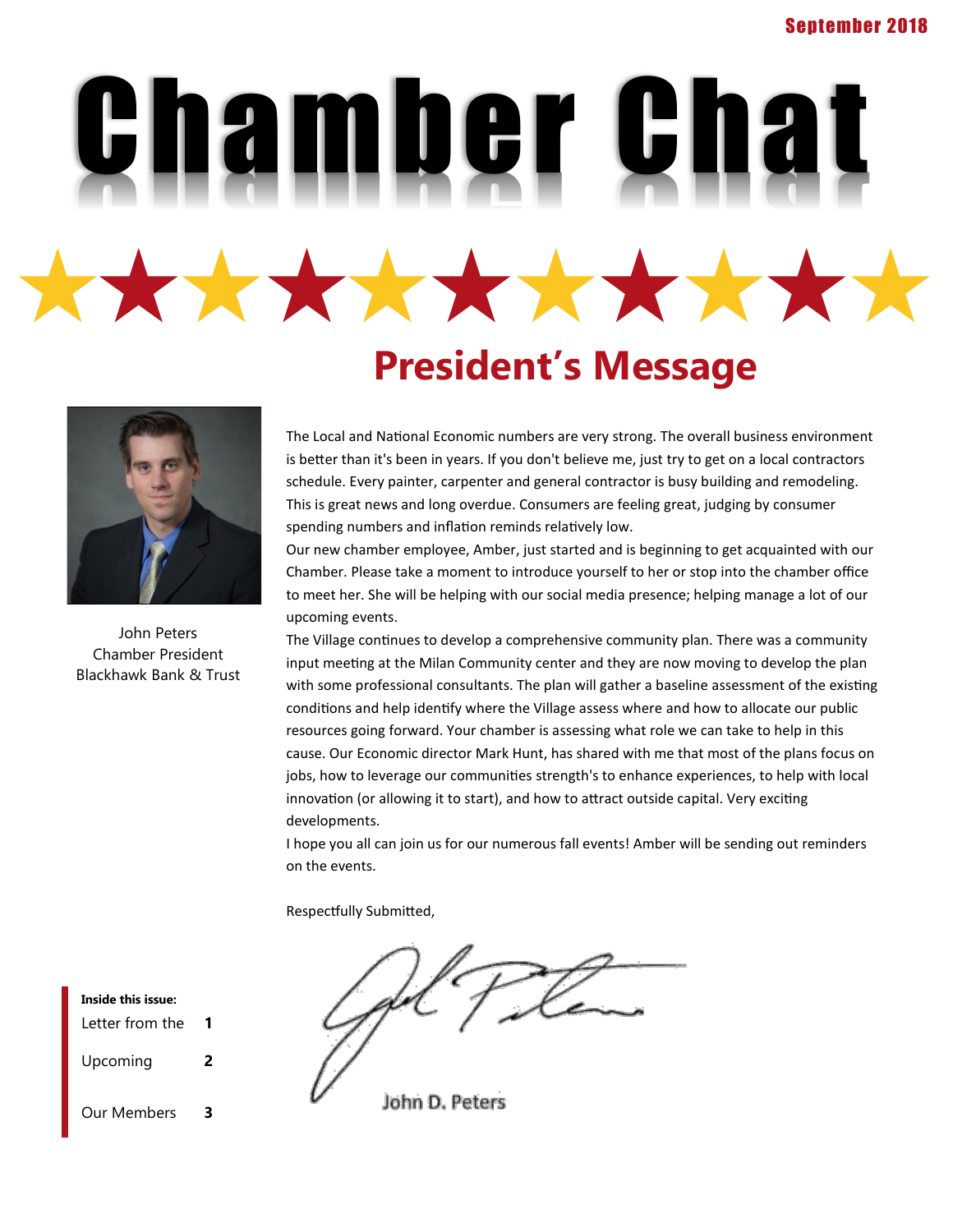September 2018

# Chamber Chat

## President's Message

John Peters
Chamber President
Blackhawk Bank & Trust

The Local and National Economic numbers are very strong. The overall business environment is better than it's been in years. If you don't believe me, just try to get on a local contractors schedule. Every painter, carpenter and general contractor is busy building and remodeling. This is great news and long overdue. Consumers are feeling great, judging by consumer spending numbers and inflation reminds relatively low.

Our new chamber employee, Amber, just started and is beginning to get acquainted with our Chamber. Please take a moment to introduce yourself to her or stop into the chamber office to meet her. She will be helping with our social media presence; helping manage a lot of our upcoming events.

The Village continues to develop a comprehensive community plan. There was a community input meeting at the Milan Community center and they are now moving to develop the plan with some professional consultants. The plan will gather a baseline assessment of the existing conditions and help identify where the Village assess where and how to allocate our public resources going forward. Your chamber is assessing what role we can take to help in this cause. Our Economic director Mark Hunt, has shared with me that most of the plans focus on jobs, how to leverage our communities strength's to enhance experiences, to help with local innovation (or allowing it to start), and how to attract outside capital. Very exciting developments.

I hope you all can join us for our numerous fall events! Amber will be sending out reminders on the events.

Respectfully Submitted,

John D. Peters

**Inside this issue:**

| | |
|---|---|
| Letter from the | **1** |
| Upcoming | **2** |
| Our Members | **3** |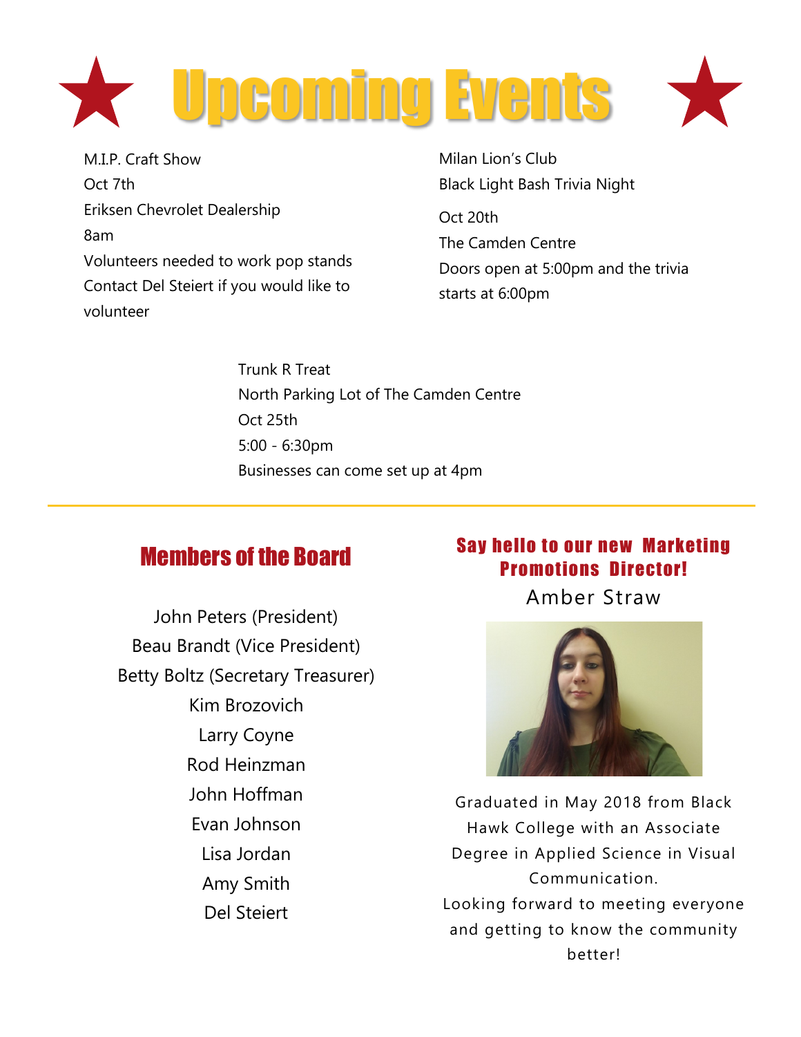# Upcoming Events

M.I.P. Craft Show
Oct 7th
Eriksen Chevrolet Dealership
8am
Volunteers needed to work pop stands
Contact Del Steiert if you would like to volunteer

Milan Lion's Club
Black Light Bash Trivia Night
Oct 20th
The Camden Centre
Doors open at 5:00pm and the trivia starts at 6:00pm

Trunk R Treat
North Parking Lot of The Camden Centre
Oct 25th
5:00 - 6:30pm
Businesses can come set up at 4pm

---

## Members of the Board

John Peters (President)
Beau Brandt (Vice President)
Betty Boltz (Secretary Treasurer)
Kim Brozovich
Larry Coyne
Rod Heinzman
John Hoffman
Evan Johnson
Lisa Jordan
Amy Smith
Del Steiert

## Say hello to our new Marketing Promotions Director!

Amber Straw

Graduated in May 2018 from Black Hawk College with an Associate Degree in Applied Science in Visual Communication.
Looking forward to meeting everyone and getting to know the community better!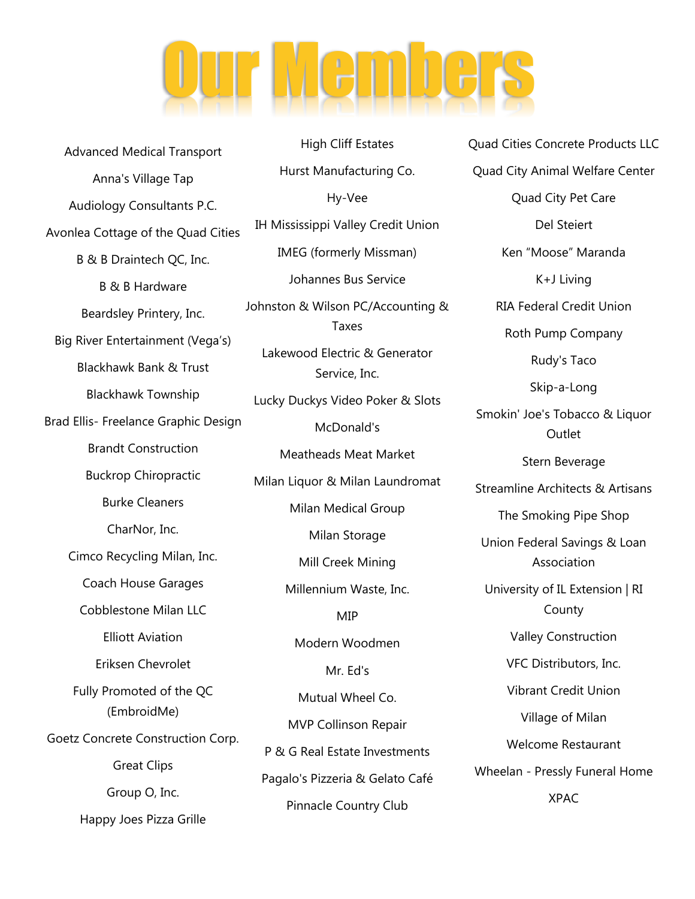# Our Members

Advanced Medical Transport

Anna's Village Tap

Audiology Consultants P.C.

Avonlea Cottage of the Quad Cities

B & B Draintech QC, Inc.

B & B Hardware

Beardsley Printery, Inc.

Big River Entertainment (Vega's)

Blackhawk Bank & Trust

Blackhawk Township

Brad Ellis- Freelance Graphic Design

Brandt Construction

Buckrop Chiropractic

Burke Cleaners

CharNor, Inc.

Cimco Recycling Milan, Inc.

Coach House Garages

Cobblestone Milan LLC

Elliott Aviation

Eriksen Chevrolet

Fully Promoted of the QC (EmbroidMe)

Goetz Concrete Construction Corp.

Great Clips

Group O, Inc.

Happy Joes Pizza Grille

High Cliff Estates

Hurst Manufacturing Co.

Hy-Vee

IH Mississippi Valley Credit Union

IMEG (formerly Missman)

Johannes Bus Service

Johnston & Wilson PC/Accounting & Taxes

Lakewood Electric & Generator Service, Inc.

Lucky Duckys Video Poker & Slots

McDonald's

Meatheads Meat Market

Milan Liquor & Milan Laundromat

Milan Medical Group

Milan Storage

Mill Creek Mining

Millennium Waste, Inc.

MIP

Modern Woodmen

Mr. Ed's

Mutual Wheel Co.

MVP Collinson Repair

P & G Real Estate Investments

Pagalo's Pizzeria & Gelato Café

Pinnacle Country Club

Quad Cities Concrete Products LLC

Quad City Animal Welfare Center

Quad City Pet Care

Del Steiert

Ken "Moose" Maranda

K+J Living

RIA Federal Credit Union

Roth Pump Company

Rudy's Taco

Skip-a-Long

Smokin' Joe's Tobacco & Liquor Outlet

Stern Beverage

Streamline Architects & Artisans

The Smoking Pipe Shop

Union Federal Savings & Loan Association

University of IL Extension | RI County

Valley Construction

VFC Distributors, Inc.

Vibrant Credit Union

Village of Milan

Welcome Restaurant

Wheelan - Pressly Funeral Home

XPAC